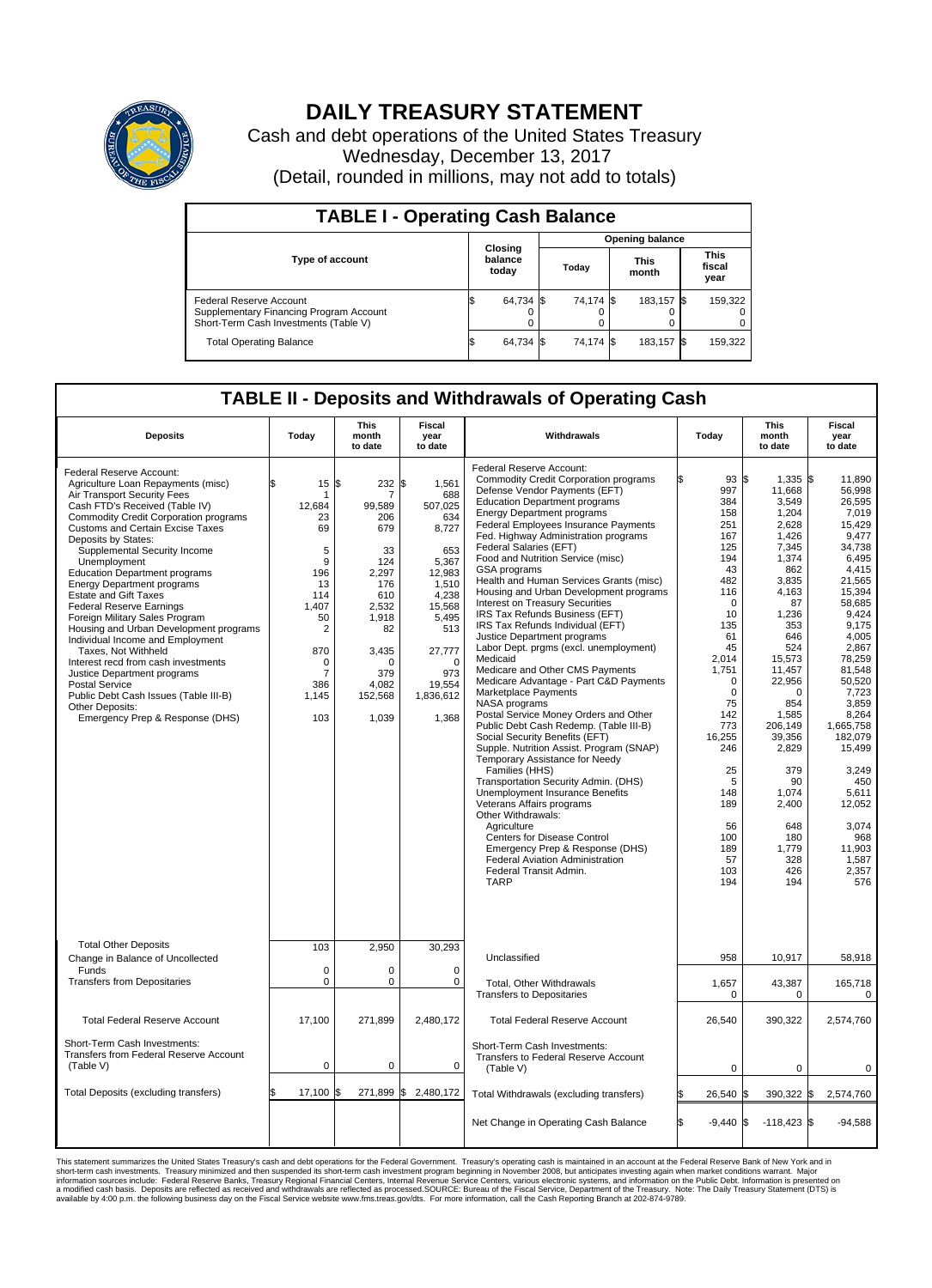# DAILY TREASURY STATEMENT

Cash and debt operations of the United States Treasury

Wednesday, December 13, 2017

(Detail, rounded in millions, may not add to totals)

| TABLE I - Operating Cash Balance | | | | |
|---|---|---|---|---|
| Type of account | Closing balance today | Opening balance | | |
| | | Today | This month | This fiscal year |
| Federal Reserve Account | $ 64,734 | $ 74,174 | $ 183,157 | $ 159,322 |
| Supplementary Financing Program Account | 0 | 0 | 0 | 0 |
| Short-Term Cash Investments (Table V) | 0 | 0 | 0 | 0 |
| Total Operating Balance | $ 64,734 | $ 74,174 | $ 183,157 | $ 159,322 |

## TABLE II - Deposits and Withdrawals of Operating Cash

| Deposits | Today | This month to date | Fiscal year to date | Withdrawals | Today | This month to date | Fiscal year to date |
|---|---|---|---|---|---|---|---|
| Federal Reserve Account: | | | | Federal Reserve Account: | | | |
| Agriculture Loan Repayments (misc) | $ 15 | $ 232 | $ 1,561 | Commodity Credit Corporation programs | $ 93 | $ 1,335 | $ 11,890 |
| Air Transport Security Fees | 1 | 7 | 688 | Defense Vendor Payments (EFT) | 997 | 11,668 | 56,998 |
| Cash FTD's Received (Table IV) | 12,684 | 99,589 | 507,025 | Education Department programs | 384 | 3,549 | 26,595 |
| Commodity Credit Corporation programs | 23 | 206 | 634 | Energy Department programs | 158 | 1,204 | 7,019 |
| Customs and Certain Excise Taxes | 69 | 679 | 8,727 | Federal Employees Insurance Payments | 251 | 2,628 | 15,429 |
| Deposits by States: | | | | Fed. Highway Administration programs | 167 | 1,426 | 9,477 |
| Supplemental Security Income | 5 | 33 | 653 | Federal Salaries (EFT) | 125 | 7,345 | 34,738 |
| Unemployment | 9 | 124 | 5,367 | Food and Nutrition Service (misc) | 194 | 1,374 | 6,495 |
| Education Department programs | 196 | 2,297 | 12,983 | GSA programs | 43 | 862 | 4,415 |
| Energy Department programs | 13 | 176 | 1,510 | Health and Human Services Grants (misc) | 482 | 3,835 | 21,565 |
| Estate and Gift Taxes | 114 | 610 | 4,238 | Housing and Urban Development programs | 116 | 4,163 | 15,394 |
| Federal Reserve Earnings | 1,407 | 2,532 | 15,568 | Interest on Treasury Securities | 0 | 87 | 58,685 |
| Foreign Military Sales Program | 50 | 1,918 | 5,495 | IRS Tax Refunds Business (EFT) | 10 | 1,236 | 9,424 |
| Housing and Urban Development programs | 2 | 82 | 513 | IRS Tax Refunds Individual (EFT) | 135 | 353 | 9,175 |
| Individual Income and Employment | | | | Justice Department programs | 61 | 646 | 4,005 |
| Taxes, Not Withheld | 870 | 3,435 | 27,777 | Labor Dept. prgms (excl. unemployment) | 45 | 524 | 2,867 |
| Interest recd from cash investments | 0 | 0 | 0 | Medicaid | 2,014 | 15,573 | 78,259 |
| Justice Department programs | 7 | 379 | 973 | Medicare and Other CMS Payments | 1,751 | 11,457 | 81,548 |
| Postal Service | 386 | 4,082 | 19,554 | Medicare Advantage - Part C&D Payments | 0 | 22,956 | 50,520 |
| Public Debt Cash Issues (Table III-B) | 1,145 | 152,568 | 1,836,612 | Marketplace Payments | 0 | 0 | 7,723 |
| Other Deposits: | | | | NASA programs | 75 | 854 | 3,859 |
| Emergency Prep & Response (DHS) | 103 | 1,039 | 1,368 | Postal Service Money Orders and Other | 142 | 1,585 | 8,264 |
| | | | | Public Debt Cash Redemp. (Table III-B) | 773 | 206,149 | 1,665,758 |
| | | | | Social Security Benefits (EFT) | 16,255 | 39,356 | 182,079 |
| | | | | Supple. Nutrition Assist. Program (SNAP) | 246 | 2,829 | 15,499 |
| | | | | Temporary Assistance for Needy Families (HHS) | 25 | 379 | 3,249 |
| | | | | Transportation Security Admin. (DHS) | 5 | 90 | 450 |
| | | | | Unemployment Insurance Benefits | 148 | 1,074 | 5,611 |
| | | | | Veterans Affairs programs | 189 | 2,400 | 12,052 |
| | | | | Other Withdrawals: | | | |
| | | | | Agriculture | 56 | 648 | 3,074 |
| | | | | Centers for Disease Control | 100 | 180 | 968 |
| | | | | Emergency Prep & Response (DHS) | 189 | 1,779 | 11,903 |
| | | | | Federal Aviation Administration | 57 | 328 | 1,587 |
| | | | | Federal Transit Admin. | 103 | 426 | 2,357 |
| | | | | TARP | 194 | 194 | 576 |
| Total Other Deposits | 103 | 2,950 | 30,293 | Unclassified | 958 | 10,917 | 58,918 |
| Change in Balance of Uncollected Funds | 0 | 0 | 0 | | | | |
| Transfers from Depositaries | 0 | 0 | 0 | Total, Other Withdrawals | 1,657 | 43,387 | 165,718 |
| | | | | Transfers to Depositaries | 0 | 0 | 0 |
| Total Federal Reserve Account | 17,100 | 271,899 | 2,480,172 | Total Federal Reserve Account | 26,540 | 390,322 | 2,574,760 |
| Short-Term Cash Investments: | | | | Short-Term Cash Investments: | | | |
| Transfers from Federal Reserve Account (Table V) | 0 | 0 | 0 | Transfers to Federal Reserve Account (Table V) | 0 | 0 | 0 |
| Total Deposits (excluding transfers) | $ 17,100 | $ 271,899 | $ 2,480,172 | Total Withdrawals (excluding transfers) | $ 26,540 | $ 390,322 | $ 2,574,760 |
| | | | | Net Change in Operating Cash Balance | $ -9,440 | $ -118,423 | $ -94,588 |

This statement summarizes the United States Treasury's cash and debt operations for the Federal Government. Treasury's operating cash is maintained in an account at the Federal Reserve Bank of New York and in short-term cash investments. Treasury minimized and then suspended its short-term cash investment program beginning in November 2008, but anticipates investing again when market conditions warrant. Major information sources include: Federal Reserve Banks, Treasury Regional Financial Centers, Internal Revenue Service Centers, various electronic systems, and information on the Public Debt. Information is presented on a modified cash basis. Deposits are reflected as received and withdrawals are reflected as processed.SOURCE: Bureau of the Fiscal Service, Department of the Treasury. Note: The Daily Treasury Statement (DTS) is available by 4:00 p.m. the following business day on the Fiscal Service website www.fms.treas.gov/dts. For more information, call the Cash Reporting Branch at 202-874-9789.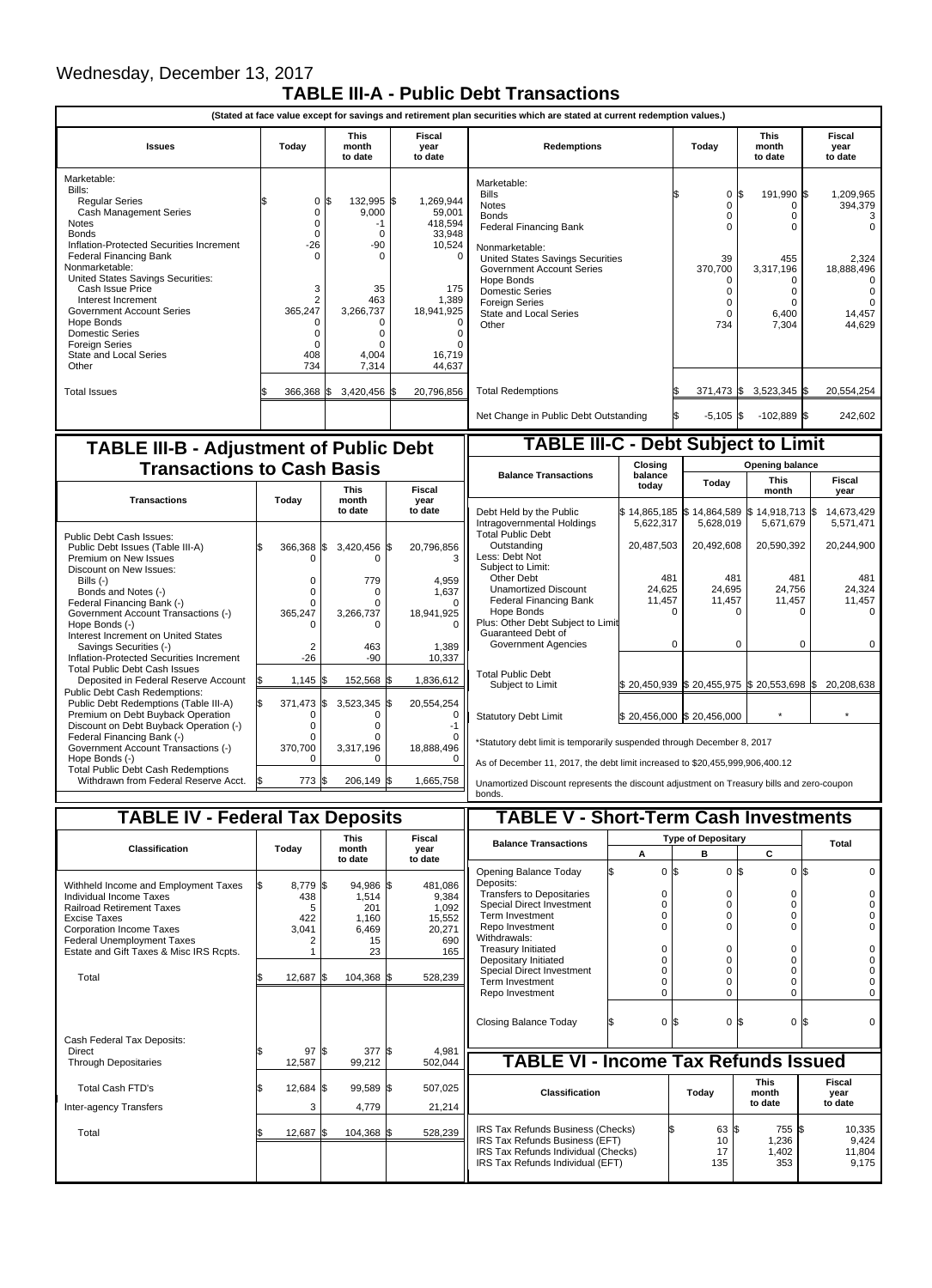Wednesday, December 13, 2017

# TABLE III-A - Public Debt Transactions

(Stated at face value except for savings and retirement plan securities which are stated at current redemption values.)

| Issues | Today | This month to date | Fiscal year to date |
|---|---|---|---|
| Marketable: | | | |
| Bills: | | | |
| Regular Series | $ 0 | $ 132,995 | $ 1,269,944 |
| Cash Management Series | 0 | 9,000 | 59,001 |
| Notes | 0 | -1 | 418,594 |
| Bonds | 0 | 0 | 33,948 |
| Inflation-Protected Securities Increment | -26 | -90 | 10,524 |
| Federal Financing Bank | 0 | 0 | 0 |
| Nonmarketable: | | | |
| United States Savings Securities: | | | |
| Cash Issue Price | 3 | 35 | 175 |
| Interest Increment | 2 | 463 | 1,389 |
| Government Account Series | 365,247 | 3,266,737 | 18,941,925 |
| Hope Bonds | 0 | 0 | 0 |
| Domestic Series | 0 | 0 | 0 |
| Foreign Series | 0 | 0 | 0 |
| State and Local Series | 408 | 4,004 | 16,719 |
| Other | 734 | 7,314 | 44,637 |
| Total Issues | $ 366,368 | $ 3,420,456 | $ 20,796,856 |

| Redemptions | Today | This month to date | Fiscal year to date |
|---|---|---|---|
| Marketable: | | | |
| Bills | $ 0 | $ 191,990 | $ 1,209,965 |
| Notes | 0 | 0 | 394,379 |
| Bonds | 0 | 0 | 3 |
| Federal Financing Bank | 0 | 0 | 0 |
| Nonmarketable: | | | |
| United States Savings Securities | 39 | 455 | 2,324 |
| Government Account Series | 370,700 | 3,317,196 | 18,888,496 |
| Hope Bonds | 0 | 0 | 0 |
| Domestic Series | 0 | 0 | 0 |
| Foreign Series | 0 | 0 | 0 |
| State and Local Series | 0 | 6,400 | 14,457 |
| Other | 734 | 7,304 | 44,629 |
| Total Redemptions | $ 371,473 | $ 3,523,345 | $ 20,554,254 |
| Net Change in Public Debt Outstanding | $ -5,105 | $ -102,889 | $ 242,602 |

# TABLE III-B - Adjustment of Public Debt Transactions to Cash Basis

| Transactions | Today | This month to date | Fiscal year to date |
|---|---|---|---|
| Public Debt Cash Issues: | | | |
| Public Debt Issues (Table III-A) | $ 366,368 | $ 3,420,456 | $ 20,796,856 |
| Premium on New Issues | 0 | 0 | 3 |
| Discount on New Issues: | | | |
| Bills (-) | 0 | 779 | 4,959 |
| Bonds and Notes (-) | 0 | 0 | 1,637 |
| Federal Financing Bank (-) | 0 | 0 | 0 |
| Government Account Transactions (-) | 365,247 | 3,266,737 | 18,941,925 |
| Hope Bonds (-) | 0 | 0 | 0 |
| Interest Increment on United States Savings Securities (-) | 2 | 463 | 1,389 |
| Inflation-Protected Securities Increment | -26 | -90 | 10,337 |
| Total Public Debt Cash Issues Deposited in Federal Reserve Account | $ 1,145 | $ 152,568 | $ 1,836,612 |
| Public Debt Cash Redemptions: | | | |
| Public Debt Redemptions (Table III-A) | $ 371,473 | $ 3,523,345 | $ 20,554,254 |
| Premium on Debt Buyback Operation | 0 | 0 | 0 |
| Discount on Debt Buyback Operation (-) | 0 | 0 | -1 |
| Federal Financing Bank (-) | 0 | 0 | 0 |
| Government Account Transactions (-) | 370,700 | 3,317,196 | 18,888,496 |
| Hope Bonds (-) | 0 | 0 | 0 |
| Total Public Debt Cash Redemptions Withdrawn from Federal Reserve Acct. | $ 773 | $ 206,149 | $ 1,665,758 |

# TABLE III-C - Debt Subject to Limit

| Balance Transactions | Closing balance today | Opening balance Today | Opening balance This month | Opening balance Fiscal year |
|---|---|---|---|---|
| Debt Held by the Public | $ 14,865,185 | $ 14,864,589 | $ 14,918,713 | $ 14,673,429 |
| Intragovernmental Holdings | 5,622,317 | 5,628,019 | 5,671,679 | 5,571,471 |
| Total Public Debt Outstanding | 20,487,503 | 20,492,608 | 20,590,392 | 20,244,900 |
| Less: Debt Not Subject to Limit: | | | | |
| Other Debt | 481 | 481 | 481 | 481 |
| Unamortized Discount | 24,625 | 24,695 | 24,756 | 24,324 |
| Federal Financing Bank | 11,457 | 11,457 | 11,457 | 11,457 |
| Hope Bonds | 0 | 0 | 0 | 0 |
| Plus: Other Debt Subject to Limit | | | | |
| Guaranteed Debt of Government Agencies | 0 | 0 | 0 | 0 |
| Total Public Debt Subject to Limit | $ 20,450,939 | $ 20,455,975 | $ 20,553,698 | $ 20,208,638 |
| Statutory Debt Limit | $ 20,456,000 | $ 20,456,000 | * | * |

*Statutory debt limit is temporarily suspended through December 8, 2017

As of December 11, 2017, the debt limit increased to $20,455,999,906,400.12

Unamortized Discount represents the discount adjustment on Treasury bills and zero-coupon bonds.

# TABLE IV - Federal Tax Deposits

| Classification | Today | This month to date | Fiscal year to date |
|---|---|---|---|
| Withheld Income and Employment Taxes | $ 8,779 | $ 94,986 | $ 481,086 |
| Individual Income Taxes | 438 | 1,514 | 9,384 |
| Railroad Retirement Taxes | 5 | 201 | 1,092 |
| Excise Taxes | 422 | 1,160 | 15,552 |
| Corporation Income Taxes | 3,041 | 6,469 | 20,271 |
| Federal Unemployment Taxes | 2 | 15 | 690 |
| Estate and Gift Taxes & Misc IRS Rcpts. | 1 | 23 | 165 |
| Total | $ 12,687 | $ 104,368 | $ 528,239 |
| Cash Federal Tax Deposits: | | | |
| Direct | $ 97 | $ 377 | $ 4,981 |
| Through Depositaries | 12,587 | 99,212 | 502,044 |
| Total Cash FTD's | $ 12,684 | $ 99,589 | $ 507,025 |
| Inter-agency Transfers | 3 | 4,779 | 21,214 |
| Total | $ 12,687 | $ 104,368 | $ 528,239 |

# TABLE V - Short-Term Cash Investments

| Balance Transactions | Type of Depositary A | Type of Depositary B | Type of Depositary C | Total |
|---|---|---|---|---|
| Opening Balance Today | $ 0 | $ 0 | $ 0 | $ 0 |
| Deposits: | | | | |
| Transfers to Depositaries | 0 | 0 | 0 | 0 |
| Special Direct Investment | 0 | 0 | 0 | 0 |
| Term Investment | 0 | 0 | 0 | 0 |
| Repo Investment | 0 | 0 | 0 | 0 |
| Withdrawals: | | | | |
| Treasury Initiated | 0 | 0 | 0 | 0 |
| Depositary Initiated | 0 | 0 | 0 | 0 |
| Special Direct Investment | 0 | 0 | 0 | 0 |
| Term Investment | 0 | 0 | 0 | 0 |
| Repo Investment | 0 | 0 | 0 | 0 |
| Closing Balance Today | $ 0 | $ 0 | $ 0 | $ 0 |

# TABLE VI - Income Tax Refunds Issued

| Classification | Today | This month to date | Fiscal year to date |
|---|---|---|---|
| IRS Tax Refunds Business (Checks) | $ 63 | $ 755 | $ 10,335 |
| IRS Tax Refunds Business (EFT) | 10 | 1,236 | 9,424 |
| IRS Tax Refunds Individual (Checks) | 17 | 1,402 | 11,804 |
| IRS Tax Refunds Individual (EFT) | 135 | 353 | 9,175 |